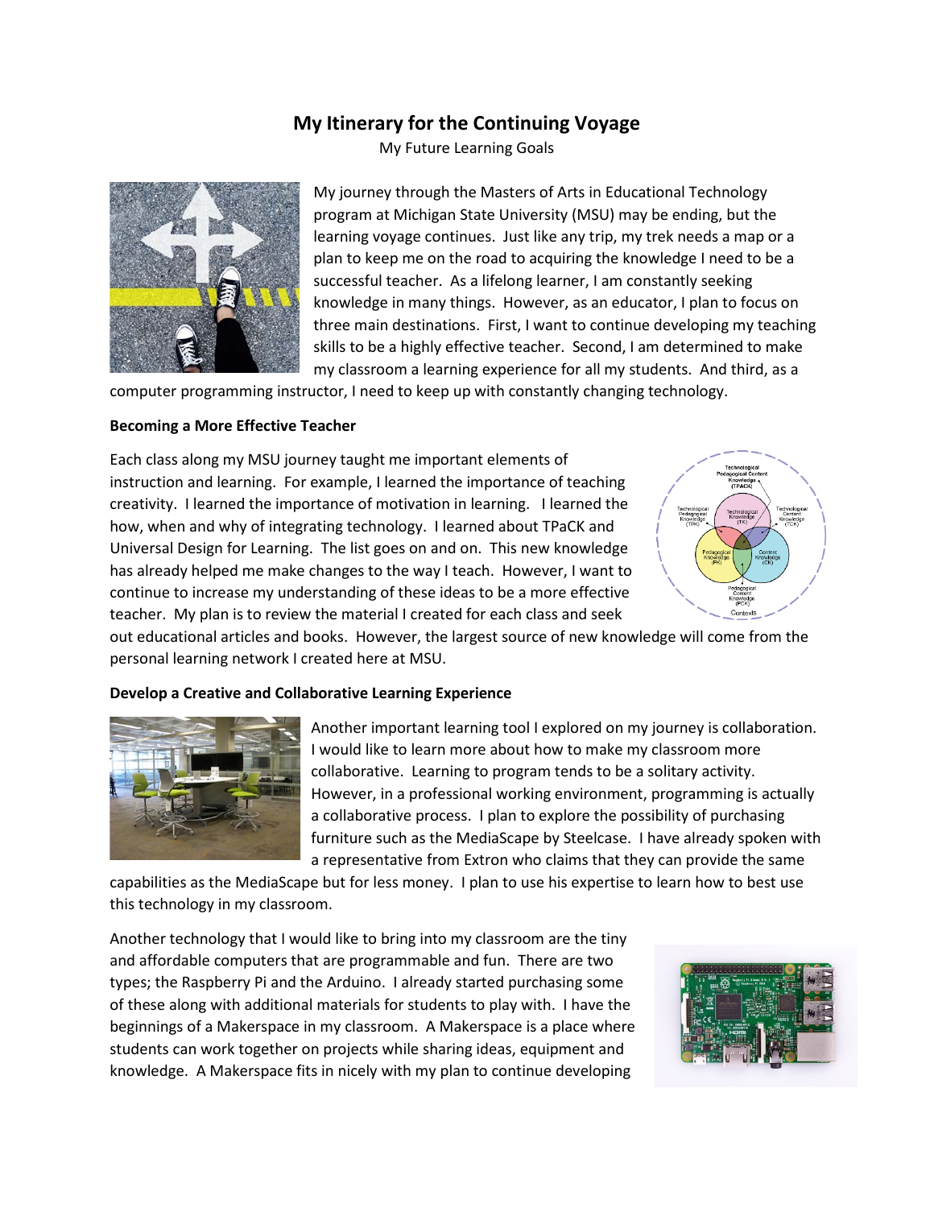# My Itinerary for the Continuing Voyage

My Future Learning Goals

My journey through the Masters of Arts in Educational Technology program at Michigan State University (MSU) may be ending, but the learning voyage continues. Just like any trip, my trek needs a map or a plan to keep me on the road to acquiring the knowledge I need to be a successful teacher. As a lifelong learner, I am constantly seeking knowledge in many things. However, as an educator, I plan to focus on three main destinations. First, I want to continue developing my teaching skills to be a highly effective teacher. Second, I am determined to make my classroom a learning experience for all my students. And third, as a computer programming instructor, I need to keep up with constantly changing technology.

**Becoming a More Effective Teacher**

Each class along my MSU journey taught me important elements of instruction and learning. For example, I learned the importance of teaching creativity. I learned the importance of motivation in learning. I learned the how, when and why of integrating technology. I learned about TPaCK and Universal Design for Learning. The list goes on and on. This new knowledge has already helped me make changes to the way I teach. However, I want to continue to increase my understanding of these ideas to be a more effective teacher. My plan is to review the material I created for each class and seek out educational articles and books. However, the largest source of new knowledge will come from the personal learning network I created here at MSU.

**Develop a Creative and Collaborative Learning Experience**

Another important learning tool I explored on my journey is collaboration. I would like to learn more about how to make my classroom more collaborative. Learning to program tends to be a solitary activity. However, in a professional working environment, programming is actually a collaborative process. I plan to explore the possibility of purchasing furniture such as the MediaScape by Steelcase. I have already spoken with a representative from Extron who claims that they can provide the same capabilities as the MediaScape but for less money. I plan to use his expertise to learn how to best use this technology in my classroom.

Another technology that I would like to bring into my classroom are the tiny and affordable computers that are programmable and fun. There are two types; the Raspberry Pi and the Arduino. I already started purchasing some of these along with additional materials for students to play with. I have the beginnings of a Makerspace in my classroom. A Makerspace is a place where students can work together on projects while sharing ideas, equipment and knowledge. A Makerspace fits in nicely with my plan to continue developing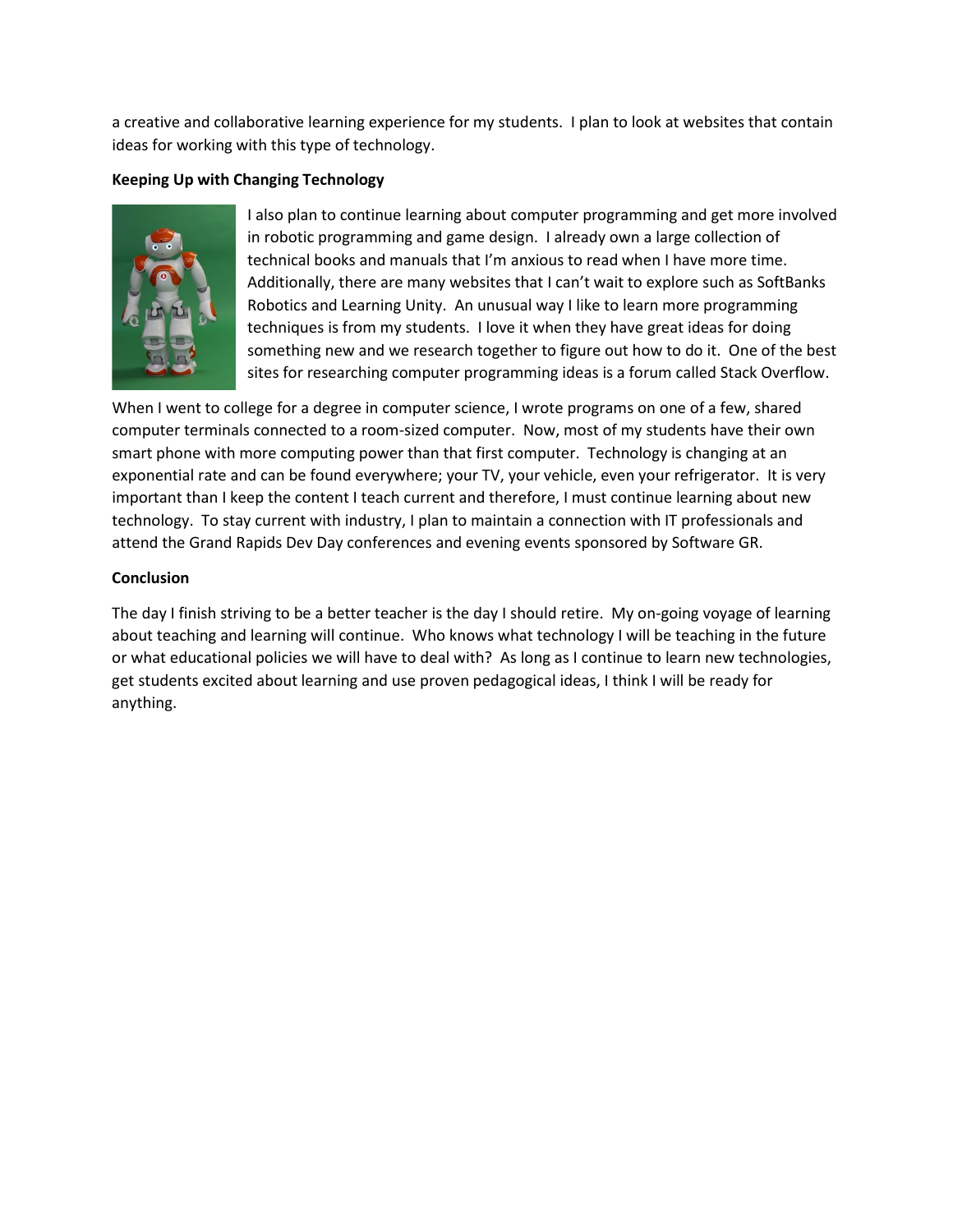a creative and collaborative learning experience for my students. I plan to look at websites that contain ideas for working with this type of technology.

**Keeping Up with Changing Technology**

I also plan to continue learning about computer programming and get more involved in robotic programming and game design. I already own a large collection of technical books and manuals that I'm anxious to read when I have more time. Additionally, there are many websites that I can't wait to explore such as SoftBanks Robotics and Learning Unity. An unusual way I like to learn more programming techniques is from my students. I love it when they have great ideas for doing something new and we research together to figure out how to do it. One of the best sites for researching computer programming ideas is a forum called Stack Overflow.

When I went to college for a degree in computer science, I wrote programs on one of a few, shared computer terminals connected to a room-sized computer. Now, most of my students have their own smart phone with more computing power than that first computer. Technology is changing at an exponential rate and can be found everywhere; your TV, your vehicle, even your refrigerator. It is very important than I keep the content I teach current and therefore, I must continue learning about new technology. To stay current with industry, I plan to maintain a connection with IT professionals and attend the Grand Rapids Dev Day conferences and evening events sponsored by Software GR.

**Conclusion**

The day I finish striving to be a better teacher is the day I should retire. My on-going voyage of learning about teaching and learning will continue. Who knows what technology I will be teaching in the future or what educational policies we will have to deal with? As long as I continue to learn new technologies, get students excited about learning and use proven pedagogical ideas, I think I will be ready for anything.